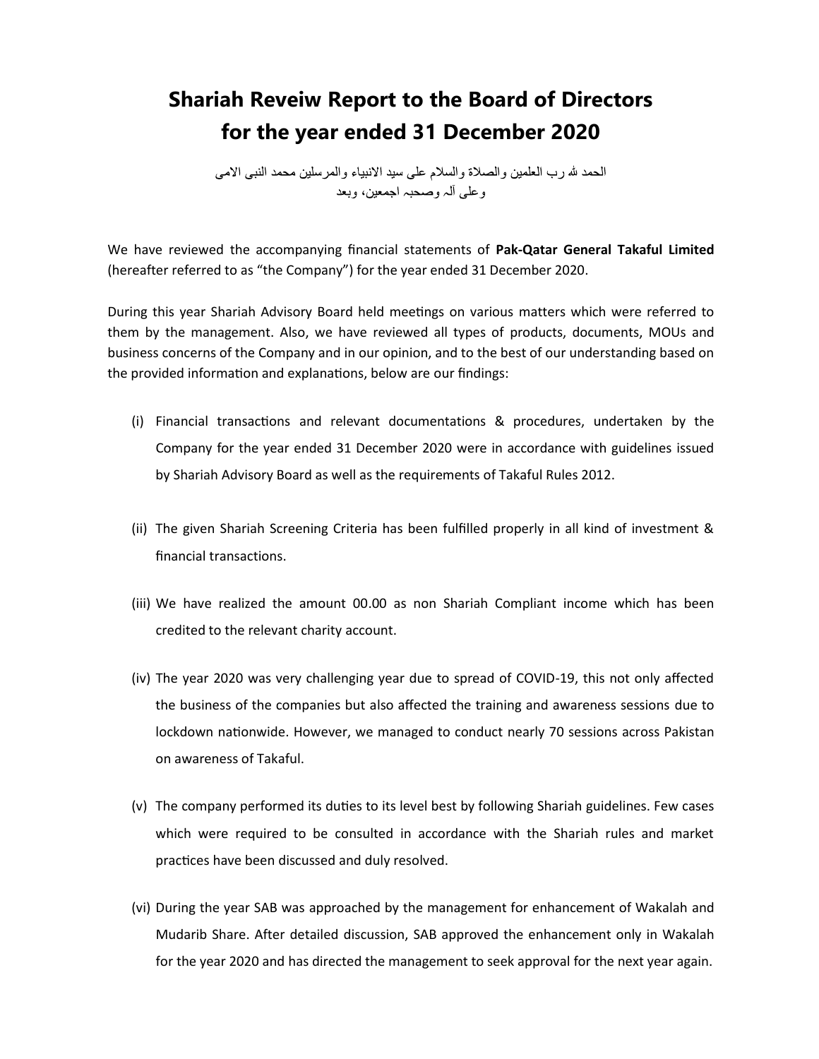# Shariah Reveiw Report to the Board of Directors for the year ended 31 December 2020

الحمد لله رب العلمين والصلاة والسلام على سيد الانبياء والمرسلين محمد النبى الامى
وعلى آلہ وصحبہ اجمعين، وبعد

We have reviewed the accompanying financial statements of **Pak-Qatar General Takaful Limited** (hereafter referred to as "the Company") for the year ended 31 December 2020.

During this year Shariah Advisory Board held meetings on various matters which were referred to them by the management. Also, we have reviewed all types of products, documents, MOUs and business concerns of the Company and in our opinion, and to the best of our understanding based on the provided information and explanations, below are our findings:

(i) Financial transactions and relevant documentations & procedures, undertaken by the Company for the year ended 31 December 2020 were in accordance with guidelines issued by Shariah Advisory Board as well as the requirements of Takaful Rules 2012.

(ii) The given Shariah Screening Criteria has been fulfilled properly in all kind of investment & financial transactions.

(iii) We have realized the amount 00.00 as non Shariah Compliant income which has been credited to the relevant charity account.

(iv) The year 2020 was very challenging year due to spread of COVID-19, this not only affected the business of the companies but also affected the training and awareness sessions due to lockdown nationwide. However, we managed to conduct nearly 70 sessions across Pakistan on awareness of Takaful.

(v) The company performed its duties to its level best by following Shariah guidelines. Few cases which were required to be consulted in accordance with the Shariah rules and market practices have been discussed and duly resolved.

(vi) During the year SAB was approached by the management for enhancement of Wakalah and Mudarib Share. After detailed discussion, SAB approved the enhancement only in Wakalah for the year 2020 and has directed the management to seek approval for the next year again.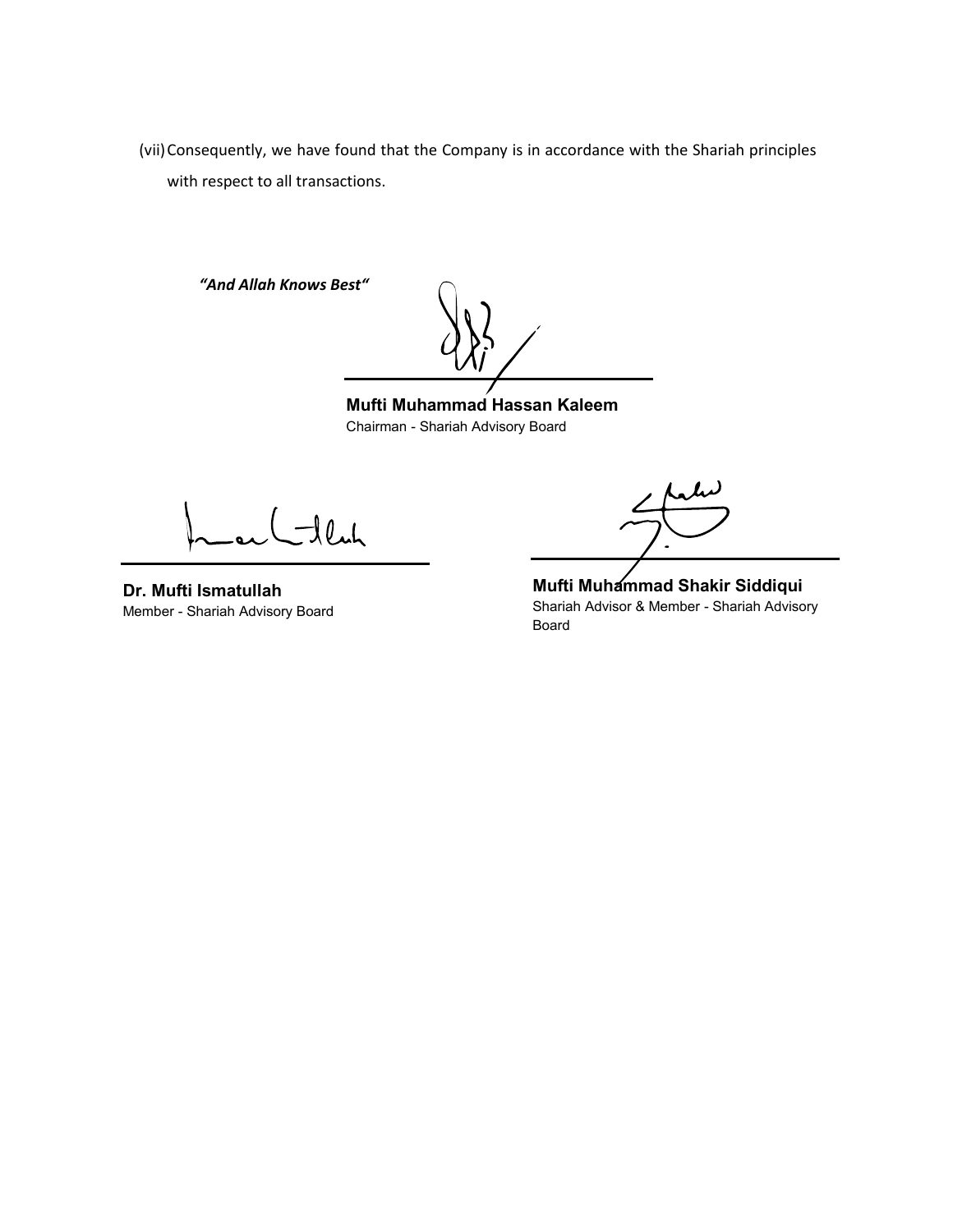(vii) Consequently, we have found that the Company is in accordance with the Shariah principles with respect to all transactions.

***"And Allah Knows Best"***

**Mufti Muhammad Hassan Kaleem**
Chairman - Shariah Advisory Board

**Dr. Mufti Ismatullah**
Member - Shariah Advisory Board

**Mufti Muhammad Shakir Siddiqui**
Shariah Advisor & Member - Shariah Advisory Board